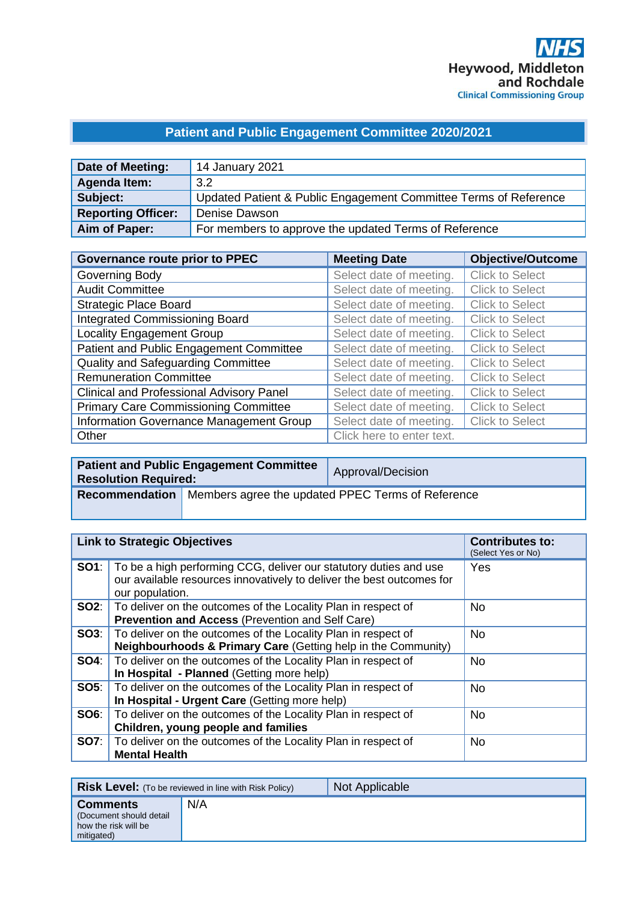NHS
Heywood, Middleton and Rochdale
Clinical Commissioning Group

# Patient and Public Engagement Committee 2020/2021

| **Date of Meeting:** | 14 January 2021 |
|---|---|
| **Agenda Item:** | 3.2 |
| **Subject:** | Updated Patient & Public Engagement Committee Terms of Reference |
| **Reporting Officer:** | Denise Dawson |
| **Aim of Paper:** | For members to approve the updated Terms of Reference |

| **Governance route prior to PPEC** | **Meeting Date** | **Objective/Outcome** |
|---|---|---|
| Governing Body | Select date of meeting. | Click to Select |
| Audit Committee | Select date of meeting. | Click to Select |
| Strategic Place Board | Select date of meeting. | Click to Select |
| Integrated Commissioning Board | Select date of meeting. | Click to Select |
| Locality Engagement Group | Select date of meeting. | Click to Select |
| Patient and Public Engagement Committee | Select date of meeting. | Click to Select |
| Quality and Safeguarding Committee | Select date of meeting. | Click to Select |
| Remuneration Committee | Select date of meeting. | Click to Select |
| Clinical and Professional Advisory Panel | Select date of meeting. | Click to Select |
| Primary Care Commissioning Committee | Select date of meeting. | Click to Select |
| Information Governance Management Group | Select date of meeting. | Click to Select |
| Other | Click here to enter text. | |

| **Patient and Public Engagement Committee Resolution Required:** | Approval/Decision |
|---|---|
| **Recommendation** | Members agree the updated PPEC Terms of Reference |

| **Link to Strategic Objectives** | | **Contributes to:** (Select Yes or No) |
|---|---|---|
| **SO1**: | To be a high performing CCG, deliver our statutory duties and use our available resources innovatively to deliver the best outcomes for our population. | Yes |
| **SO2**: | To deliver on the outcomes of the Locality Plan in respect of **Prevention and Access** (Prevention and Self Care) | No |
| **SO3**: | To deliver on the outcomes of the Locality Plan in respect of **Neighbourhoods & Primary Care** (Getting help in the Community) | No |
| **SO4**: | To deliver on the outcomes of the Locality Plan in respect of **In Hospital - Planned** (Getting more help) | No |
| **SO5**: | To deliver on the outcomes of the Locality Plan in respect of **In Hospital - Urgent Care** (Getting more help) | No |
| **SO6**: | To deliver on the outcomes of the Locality Plan in respect of **Children, young people and families** | No |
| **SO7**: | To deliver on the outcomes of the Locality Plan in respect of **Mental Health** | No |

| **Risk Level:** (To be reviewed in line with Risk Policy) | Not Applicable |
|---|---|
| **Comments** (Document should detail how the risk will be mitigated) | N/A |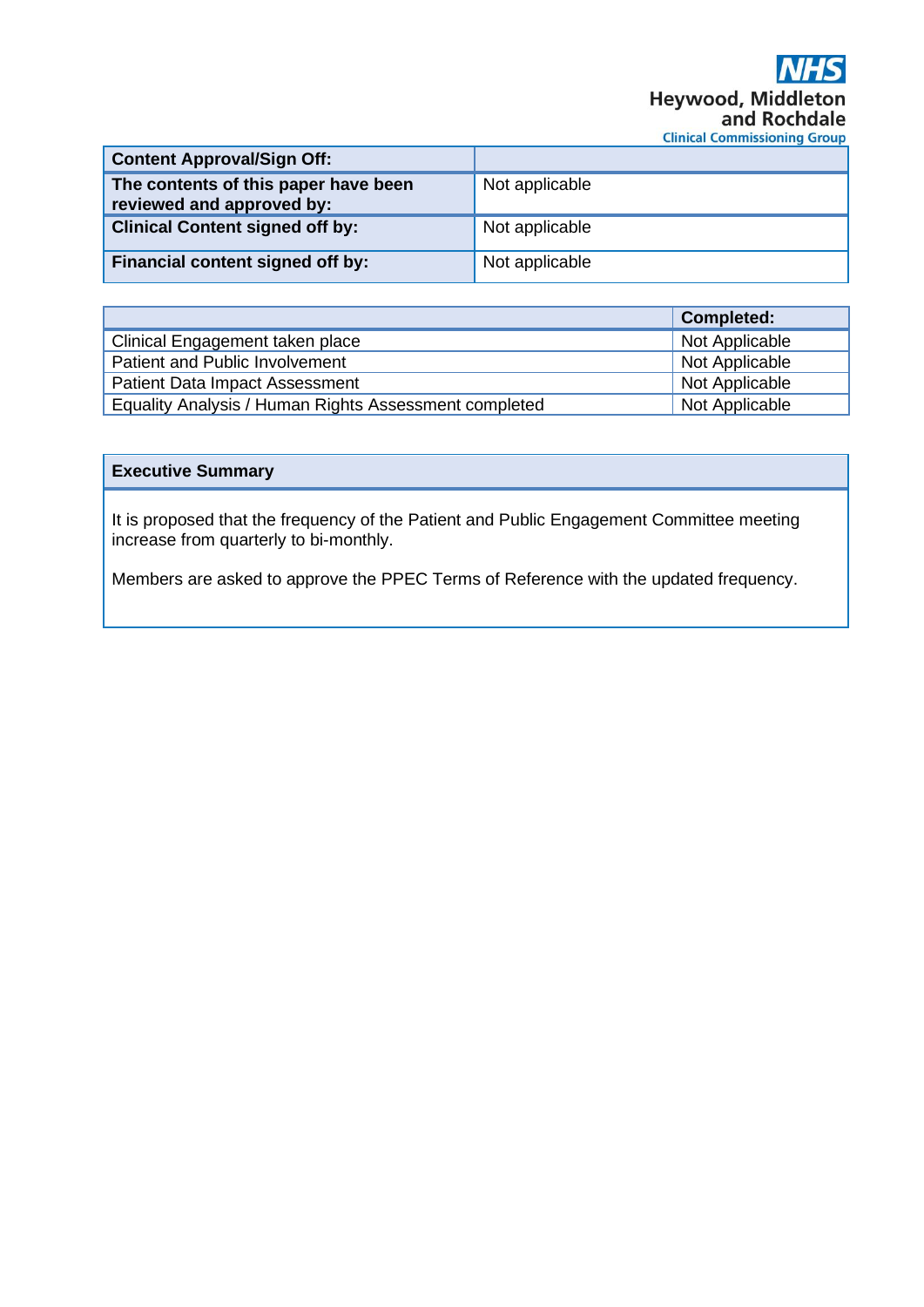| Content Approval/Sign Off: | |
|---|---|
| **The contents of this paper have been reviewed and approved by:** | Not applicable |
| **Clinical Content signed off by:** | Not applicable |
| **Financial content signed off by:** | Not applicable |

| | Completed: |
|---|---|
| Clinical Engagement taken place | Not Applicable |
| Patient and Public Involvement | Not Applicable |
| Patient Data Impact Assessment | Not Applicable |
| Equality Analysis / Human Rights Assessment completed | Not Applicable |

**Executive Summary**

It is proposed that the frequency of the Patient and Public Engagement Committee meeting increase from quarterly to bi-monthly.

Members are asked to approve the PPEC Terms of Reference with the updated frequency.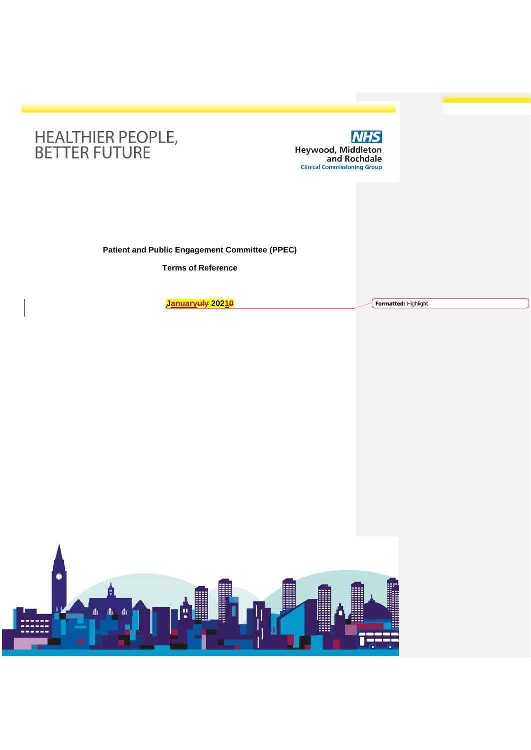HEALTHIER PEOPLE,
BETTER FUTURE

NHS
Heywood, Middleton and Rochdale
Clinical Commissioning Group

**Patient and Public Engagement Committee (PPEC)**

**Terms of Reference**

**Januaryuly 20210**

Formatted: Highlight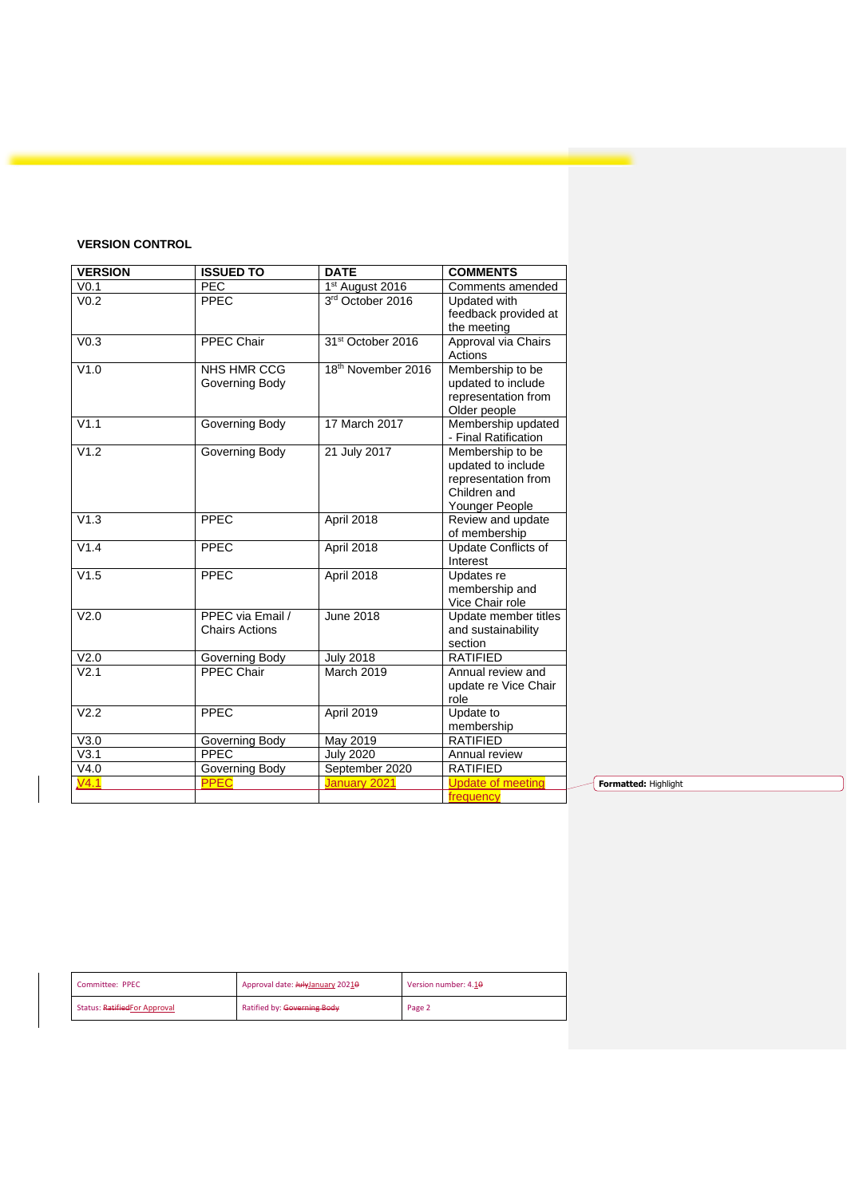**VERSION CONTROL**

| VERSION | ISSUED TO | DATE | COMMENTS |
|---|---|---|---|
| V0.1 | PEC | 1st August 2016 | Comments amended |
| V0.2 | PPEC | 3rd October 2016 | Updated with feedback provided at the meeting |
| V0.3 | PPEC Chair | 31st October 2016 | Approval via Chairs Actions |
| V1.0 | NHS HMR CCG Governing Body | 18th November 2016 | Membership to be updated to include representation from Older people |
| V1.1 | Governing Body | 17 March 2017 | Membership updated - Final Ratification |
| V1.2 | Governing Body | 21 July 2017 | Membership to be updated to include representation from Children and Younger People |
| V1.3 | PPEC | April 2018 | Review and update of membership |
| V1.4 | PPEC | April 2018 | Update Conflicts of Interest |
| V1.5 | PPEC | April 2018 | Updates re membership and Vice Chair role |
| V2.0 | PPEC via Email / Chairs Actions | June 2018 | Update member titles and sustainability section |
| V2.0 | Governing Body | July 2018 | RATIFIED |
| V2.1 | PPEC Chair | March 2019 | Annual review and update re Vice Chair role |
| V2.2 | PPEC | April 2019 | Update to membership |
| V3.0 | Governing Body | May 2019 | RATIFIED |
| V3.1 | PPEC | July 2020 | Annual review |
| V4.0 | Governing Body | September 2020 | RATIFIED |
| V4.1 | PPEC | January 2021 | Update of meeting frequency |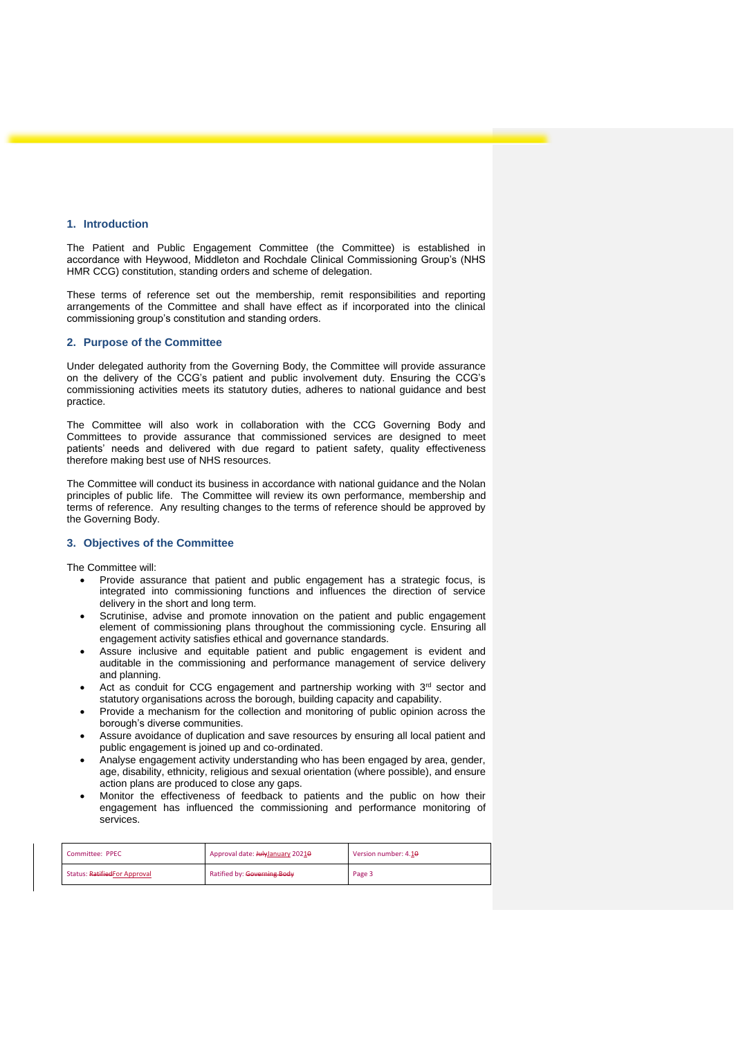## 1. Introduction

The Patient and Public Engagement Committee (the Committee) is established in accordance with Heywood, Middleton and Rochdale Clinical Commissioning Group's (NHS HMR CCG) constitution, standing orders and scheme of delegation.

These terms of reference set out the membership, remit responsibilities and reporting arrangements of the Committee and shall have effect as if incorporated into the clinical commissioning group's constitution and standing orders.

## 2. Purpose of the Committee

Under delegated authority from the Governing Body, the Committee will provide assurance on the delivery of the CCG's patient and public involvement duty. Ensuring the CCG's commissioning activities meets its statutory duties, adheres to national guidance and best practice.

The Committee will also work in collaboration with the CCG Governing Body and Committees to provide assurance that commissioned services are designed to meet patients' needs and delivered with due regard to patient safety, quality effectiveness therefore making best use of NHS resources.

The Committee will conduct its business in accordance with national guidance and the Nolan principles of public life. The Committee will review its own performance, membership and terms of reference. Any resulting changes to the terms of reference should be approved by the Governing Body.

## 3. Objectives of the Committee

The Committee will:

- Provide assurance that patient and public engagement has a strategic focus, is integrated into commissioning functions and influences the direction of service delivery in the short and long term.
- Scrutinise, advise and promote innovation on the patient and public engagement element of commissioning plans throughout the commissioning cycle. Ensuring all engagement activity satisfies ethical and governance standards.
- Assure inclusive and equitable patient and public engagement is evident and auditable in the commissioning and performance management of service delivery and planning.
- Act as conduit for CCG engagement and partnership working with 3rd sector and statutory organisations across the borough, building capacity and capability.
- Provide a mechanism for the collection and monitoring of public opinion across the borough's diverse communities.
- Assure avoidance of duplication and save resources by ensuring all local patient and public engagement is joined up and co-ordinated.
- Analyse engagement activity understanding who has been engaged by area, gender, age, disability, ethnicity, religious and sexual orientation (where possible), and ensure action plans are produced to close any gaps.
- Monitor the effectiveness of feedback to patients and the public on how their engagement has influenced the commissioning and performance monitoring of services.

| Committee: PPEC | Approval date: ~~July~~January 202~~0~~1 | Version number: 4.~~0~~1 |
|---|---|---|
| Status: ~~Ratified~~For Approval | Ratified by: ~~Governing Body~~ | |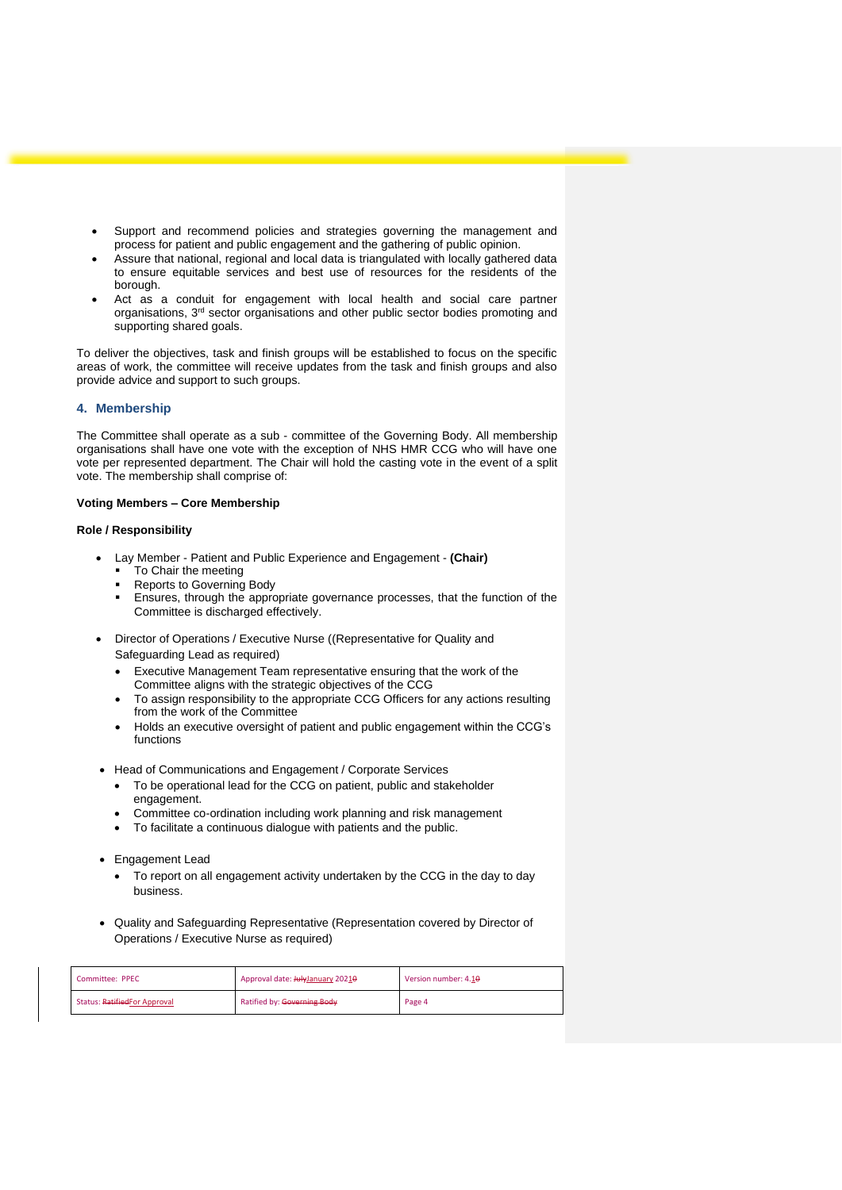- Support and recommend policies and strategies governing the management and process for patient and public engagement and the gathering of public opinion.
- Assure that national, regional and local data is triangulated with locally gathered data to ensure equitable services and best use of resources for the residents of the borough.
- Act as a conduit for engagement with local health and social care partner organisations, 3rd sector organisations and other public sector bodies promoting and supporting shared goals.

To deliver the objectives, task and finish groups will be established to focus on the specific areas of work, the committee will receive updates from the task and finish groups and also provide advice and support to such groups.

## 4. Membership

The Committee shall operate as a sub - committee of the Governing Body. All membership organisations shall have one vote with the exception of NHS HMR CCG who will have one vote per represented department. The Chair will hold the casting vote in the event of a split vote. The membership shall comprise of:

**Voting Members – Core Membership**

**Role / Responsibility**

- Lay Member - Patient and Public Experience and Engagement - **(Chair)**
  - To Chair the meeting
  - Reports to Governing Body
  - Ensures, through the appropriate governance processes, that the function of the Committee is discharged effectively.

- Director of Operations / Executive Nurse ((Representative for Quality and Safeguarding Lead as required)
  - Executive Management Team representative ensuring that the work of the Committee aligns with the strategic objectives of the CCG
  - To assign responsibility to the appropriate CCG Officers for any actions resulting from the work of the Committee
  - Holds an executive oversight of patient and public engagement within the CCG's functions

- Head of Communications and Engagement / Corporate Services
  - To be operational lead for the CCG on patient, public and stakeholder engagement.
  - Committee co-ordination including work planning and risk management
  - To facilitate a continuous dialogue with patients and the public.

- Engagement Lead
  - To report on all engagement activity undertaken by the CCG in the day to day business.

- Quality and Safeguarding Representative (Representation covered by Director of Operations / Executive Nurse as required)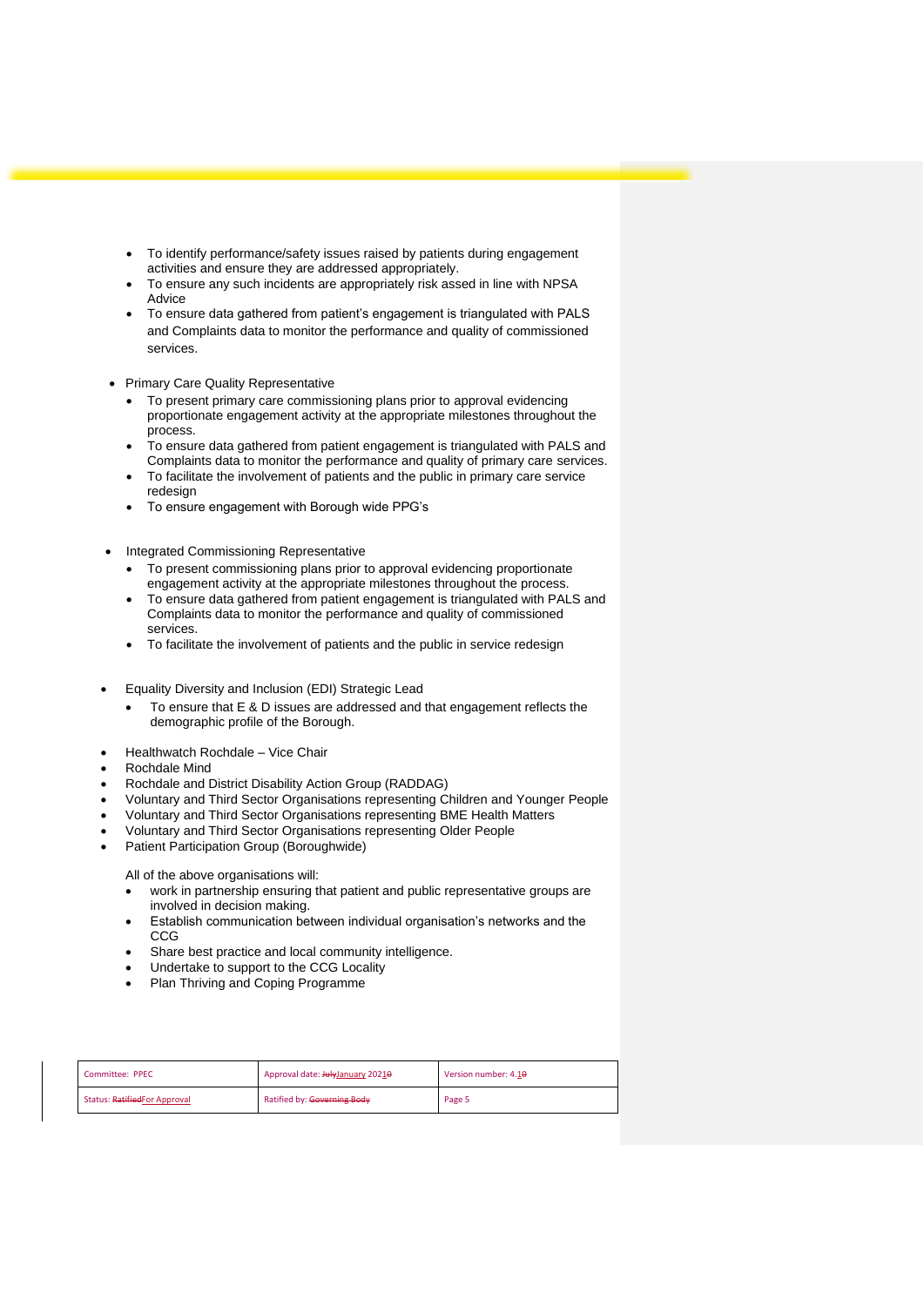- To identify performance/safety issues raised by patients during engagement activities and ensure they are addressed appropriately.
- To ensure any such incidents are appropriately risk assed in line with NPSA Advice
- To ensure data gathered from patient's engagement is triangulated with PALS and Complaints data to monitor the performance and quality of commissioned services.

- Primary Care Quality Representative
    - To present primary care commissioning plans prior to approval evidencing proportionate engagement activity at the appropriate milestones throughout the process.
    - To ensure data gathered from patient engagement is triangulated with PALS and Complaints data to monitor the performance and quality of primary care services.
    - To facilitate the involvement of patients and the public in primary care service redesign
    - To ensure engagement with Borough wide PPG's

- Integrated Commissioning Representative
    - To present commissioning plans prior to approval evidencing proportionate engagement activity at the appropriate milestones throughout the process.
    - To ensure data gathered from patient engagement is triangulated with PALS and Complaints data to monitor the performance and quality of commissioned services.
    - To facilitate the involvement of patients and the public in service redesign

- Equality Diversity and Inclusion (EDI) Strategic Lead
    - To ensure that E & D issues are addressed and that engagement reflects the demographic profile of the Borough.

- Healthwatch Rochdale – Vice Chair
- Rochdale Mind
- Rochdale and District Disability Action Group (RADDAG)
- Voluntary and Third Sector Organisations representing Children and Younger People
- Voluntary and Third Sector Organisations representing BME Health Matters
- Voluntary and Third Sector Organisations representing Older People
- Patient Participation Group (Boroughwide)

All of the above organisations will:

- work in partnership ensuring that patient and public representative groups are involved in decision making.
- Establish communication between individual organisation's networks and the CCG
- Share best practice and local community intelligence.
- Undertake to support to the CCG Locality
- Plan Thriving and Coping Programme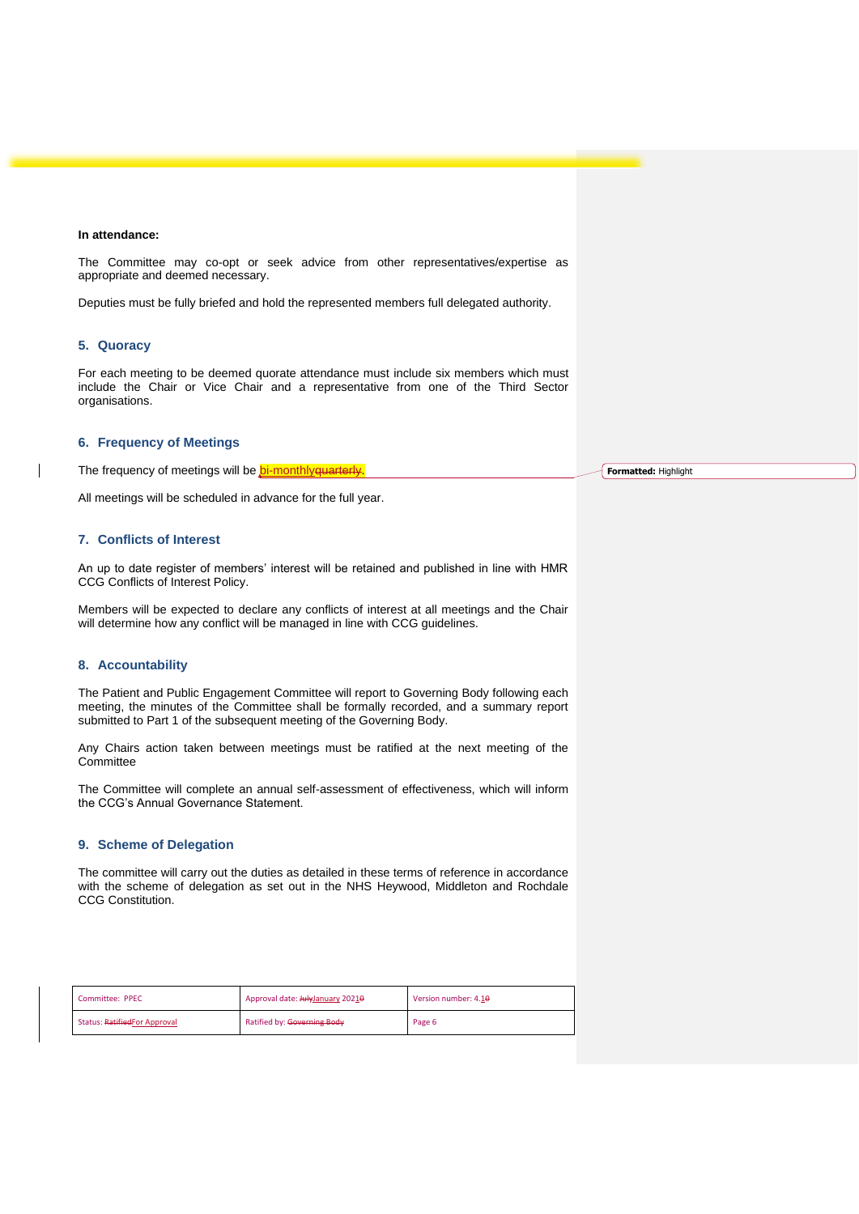**In attendance:**

The Committee may co-opt or seek advice from other representatives/expertise as appropriate and deemed necessary.

Deputies must be fully briefed and hold the represented members full delegated authority.

## 5. Quoracy

For each meeting to be deemed quorate attendance must include six members which must include the Chair or Vice Chair and a representative from one of the Third Sector organisations.

## 6. Frequency of Meetings

The frequency of meetings will be bi-monthly~~quarterly~~.

All meetings will be scheduled in advance for the full year.

## 7. Conflicts of Interest

An up to date register of members' interest will be retained and published in line with HMR CCG Conflicts of Interest Policy.

Members will be expected to declare any conflicts of interest at all meetings and the Chair will determine how any conflict will be managed in line with CCG guidelines.

## 8. Accountability

The Patient and Public Engagement Committee will report to Governing Body following each meeting, the minutes of the Committee shall be formally recorded, and a summary report submitted to Part 1 of the subsequent meeting of the Governing Body.

Any Chairs action taken between meetings must be ratified at the next meeting of the Committee

The Committee will complete an annual self-assessment of effectiveness, which will inform the CCG's Annual Governance Statement.

## 9. Scheme of Delegation

The committee will carry out the duties as detailed in these terms of reference in accordance with the scheme of delegation as set out in the NHS Heywood, Middleton and Rochdale CCG Constitution.

| Committee: PPEC | Approval date: ~~July~~January 202~~0~~1 | Version number: 4.~~0~~1 |
|---|---|---|
| Status: ~~Ratified~~For Approval | Ratified by: ~~Governing Body~~ | Page 6 |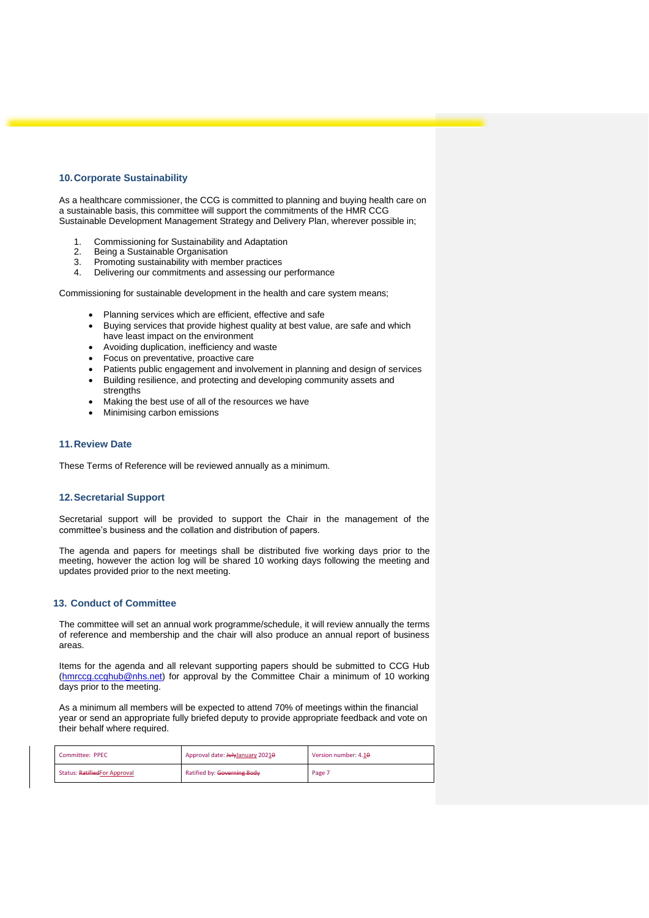## 10. Corporate Sustainability

As a healthcare commissioner, the CCG is committed to planning and buying health care on a sustainable basis, this committee will support the commitments of the HMR CCG Sustainable Development Management Strategy and Delivery Plan, wherever possible in;

1. Commissioning for Sustainability and Adaptation
2. Being a Sustainable Organisation
3. Promoting sustainability with member practices
4. Delivering our commitments and assessing our performance

Commissioning for sustainable development in the health and care system means;

- Planning services which are efficient, effective and safe
- Buying services that provide highest quality at best value, are safe and which have least impact on the environment
- Avoiding duplication, inefficiency and waste
- Focus on preventative, proactive care
- Patients public engagement and involvement in planning and design of services
- Building resilience, and protecting and developing community assets and strengths
- Making the best use of all of the resources we have
- Minimising carbon emissions

## 11. Review Date

These Terms of Reference will be reviewed annually as a minimum.

## 12. Secretarial Support

Secretarial support will be provided to support the Chair in the management of the committee's business and the collation and distribution of papers.

The agenda and papers for meetings shall be distributed five working days prior to the meeting, however the action log will be shared 10 working days following the meeting and updates provided prior to the next meeting.

## 13. Conduct of Committee

The committee will set an annual work programme/schedule, it will review annually the terms of reference and membership and the chair will also produce an annual report of business areas.

Items for the agenda and all relevant supporting papers should be submitted to CCG Hub (hmrccg.ccghub@nhs.net) for approval by the Committee Chair a minimum of 10 working days prior to the meeting.

As a minimum all members will be expected to attend 70% of meetings within the financial year or send an appropriate fully briefed deputy to provide appropriate feedback and vote on their behalf where required.

| | | |
|---|---|---|
| Committee: PPEC | Approval date: ~~July~~January 202~~0~~1 | Version number: 4.~~0~~1 |
| Status: ~~Ratified~~For Approval | Ratified by: ~~Governing Body~~ | |